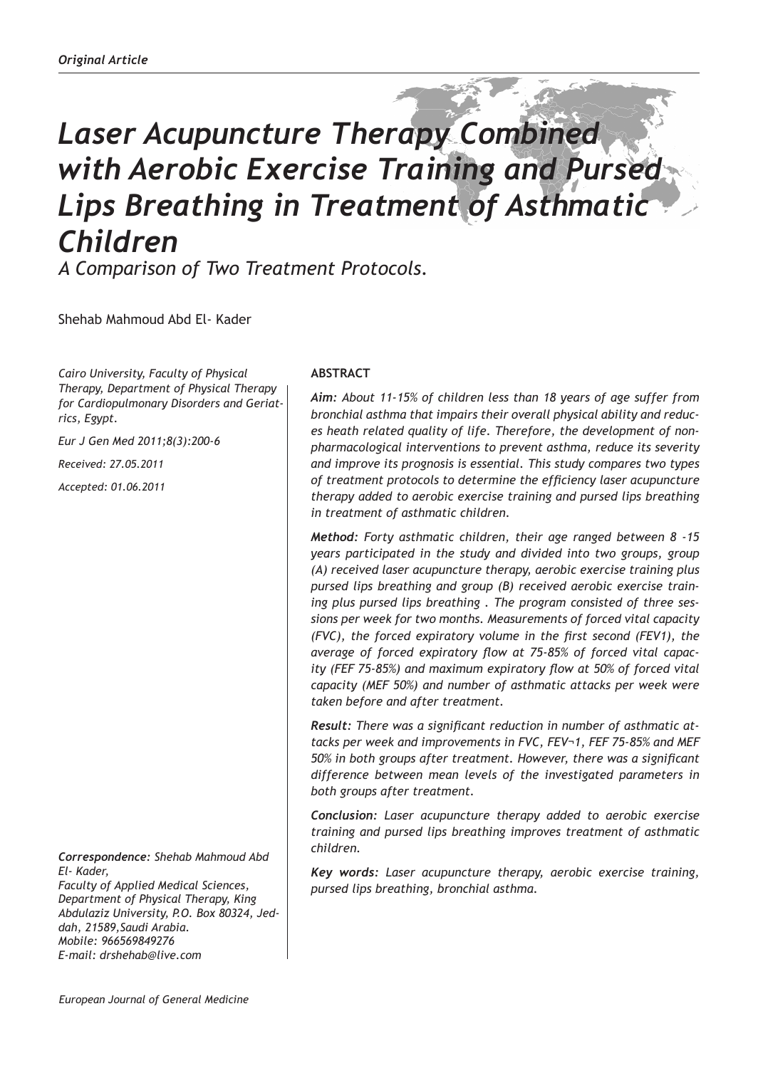*Original Article*

# *Laser Acupuncture Therapy Combined with Aerobic Exercise Training and Pursed Lips Breathing in Treatment of Asthmatic Children*

*A Comparison of Two Treatment Protocols.*

Shehab Mahmoud Abd El- Kader

*Cairo University, Faculty of Physical Therapy, Department of Physical Therapy for Cardiopulmonary Disorders and Geriatrics, Egypt.*

*Eur J Gen Med 2011;8(3):200-6*

*Received: 27.05.2011*

*Accepted: 01.06.2011*

**ABSTRACT**

***Aim:*** *About 11-15% of children less than 18 years of age suffer from bronchial asthma that impairs their overall physical ability and reduces heath related quality of life. Therefore, the development of non-pharmacological interventions to prevent asthma, reduce its severity and improve its prognosis is essential. This study compares two types of treatment protocols to determine the efficiency laser acupuncture therapy added to aerobic exercise training and pursed lips breathing in treatment of asthmatic children.*

***Method:*** *Forty asthmatic children, their age ranged between 8 -15 years participated in the study and divided into two groups, group (A) received laser acupuncture therapy, aerobic exercise training plus pursed lips breathing and group (B) received aerobic exercise training plus pursed lips breathing . The program consisted of three sessions per week for two months. Measurements of forced vital capacity (FVC), the forced expiratory volume in the first second (FEV1), the average of forced expiratory flow at 75-85% of forced vital capacity (FEF 75-85%) and maximum expiratory flow at 50% of forced vital capacity (MEF 50%) and number of asthmatic attacks per week were taken before and after treatment.*

***Result:*** *There was a significant reduction in number of asthmatic attacks per week and improvements in FVC, FEV¬1, FEF 75-85% and MEF 50% in both groups after treatment. However, there was a significant difference between mean levels of the investigated parameters in both groups after treatment.*

***Conclusion:*** *Laser acupuncture therapy added to aerobic exercise training and pursed lips breathing improves treatment of asthmatic children.*

***Key words:*** *Laser acupuncture therapy, aerobic exercise training, pursed lips breathing, bronchial asthma.*

***Correspondence:*** *Shehab Mahmoud Abd El- Kader,*
*Faculty of Applied Medical Sciences, Department of Physical Therapy, King Abdulaziz University, P.O. Box 80324, Jeddah, 21589,Saudi Arabia.*
*Mobile: 966569849276*
*E-mail: drshehab@live.com*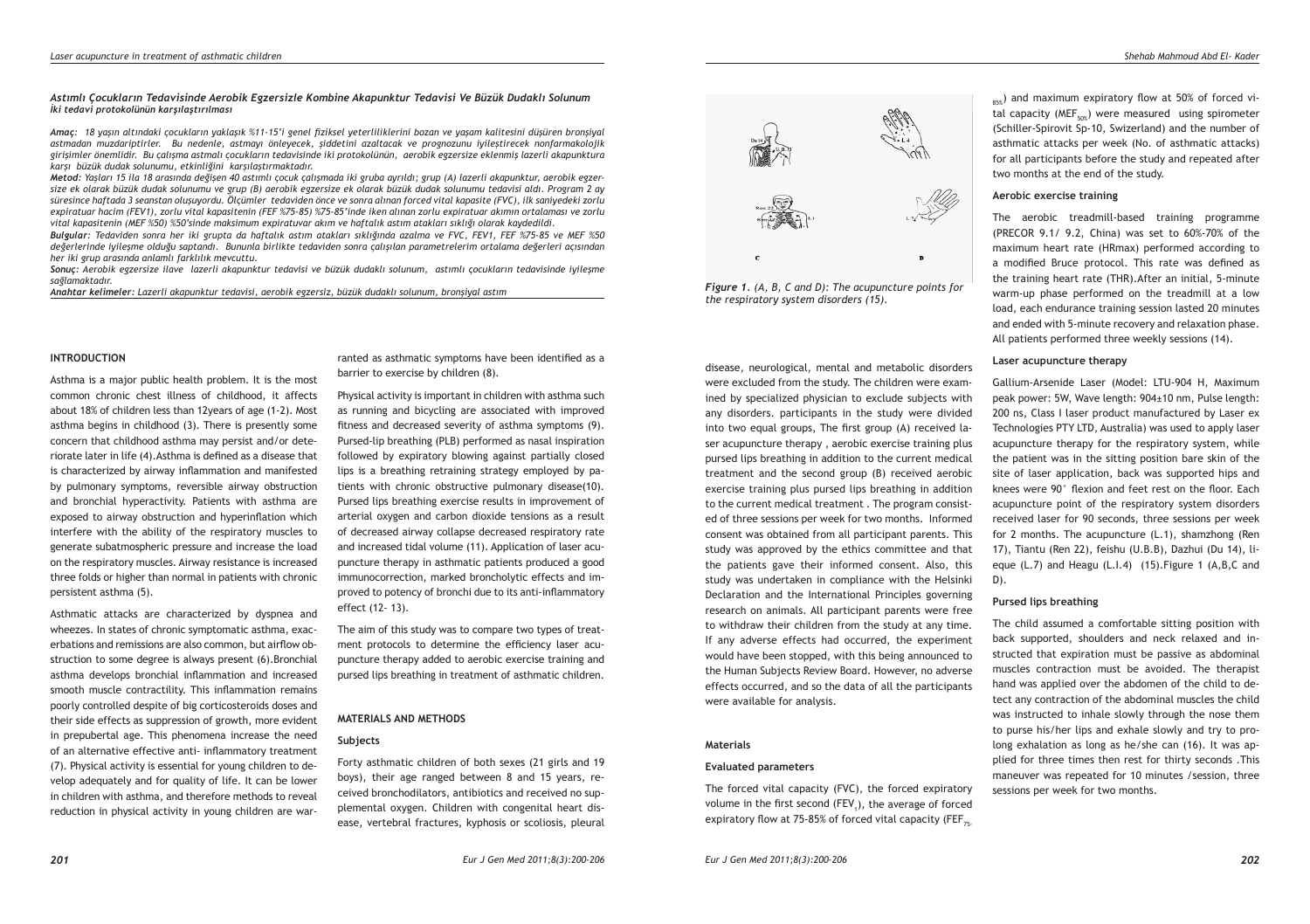## *Astımlı Çocukların Tedavisinde Aerobik Egzersizle Kombine Akapunktur Tedavisi Ve Büzük Dudaklı Solunum İki tedavi protokolünün karşılaştırılması*

***Amaç:*** *18 yaşın altındaki çocukların yaklaşık %11-15'i genel fiziksel yeterliliklerini bozan ve yaşam kalitesini düşüren bronşiyal astmadan muzdariptirler. Bu nedenle, astmayı önleyecek, şiddetini azaltacak ve prognozunu iyileştirecek nonfarmakolojik girişimler önemlidir. Bu çalışma astmalı çocukların tedavisinde iki protokolünün, aerobik egzersize eklenmiş lazerli akapunktura karşı büzük dudak solunumu, etkinliğini karşılaştırmaktadır.*

***Metod:*** *Yaşları 15 ila 18 arasında değişen 40 astımlı çocuk çalışmada iki gruba ayrıldı; grup (A) lazerli akapunktur, aerobik egzersize ek olarak büzük dudak solunumu ve grup (B) aerobik egzersize ek olarak büzük dudak solunumu tedavisi aldı. Program 2 ay süresince haftada 3 seanstan oluşuyordu. Ölçümler tedaviden önce ve sonra alınan forced vital kapasite (FVC), ilk saniyedeki zorlu expiratuar hacim (FEV1), zorlu vital kapasitenin (FEF %75-85) %75-85'inde iken alınan zorlu expiratuar akımın ortalaması ve zorlu vital kapasitenin (MEF %50) %50'sinde maksimum expiratuvar akım ve haftalık astım atakları sıklığı olarak kaydedildi.*

***Bulgular:*** *Tedaviden sonra her iki grupta da haftalık astım atakları sıklığında azalma ve FVC, FEV1, FEF %75-85 ve MEF %50 değerlerinde iyileşme olduğu saptandı. Bununla birlikte tedaviden sonra çalışılan parametrelerim ortalama değerleri açısından her iki grup arasında anlamlı farklılık mevcuttu.*

***Sonuç:*** *Aerobik egzersize ilave lazerli akapunktur tedavisi ve büzük dudaklı solunum, astımlı çocukların tedavisinde iyileşme sağlamaktadır.*

***Anahtar kelimeler:*** *Lazerli akapunktur tedavisi, aerobik egzersiz, büzük dudaklı solunum, bronşiyal astım*

## INTRODUCTION

Asthma is a major public health problem. It is the most common chronic chest illness of childhood, it affects about 18% of children less than 12years of age (1-2). Most asthma begins in childhood (3). There is presently some concern that childhood asthma may persist and/or deteriorate later in life (4).Asthma is defined as a disease that is characterized by airway inflammation and manifested by pulmonary symptoms, reversible airway obstruction and bronchial hyperactivity. Patients with asthma are exposed to airway obstruction and hyperinflation which interfere with the ability of the respiratory muscles to generate subatmospheric pressure and increase the load on the respiratory muscles. Airway resistance is increased three folds or higher than normal in patients with chronic persistent asthma (5).

Asthmatic attacks are characterized by dyspnea and wheezes. In states of chronic symptomatic asthma, exacerbations and remissions are also common, but airflow obstruction to some degree is always present (6).Bronchial asthma develops bronchial inflammation and increased smooth muscle contractility. This inflammation remains poorly controlled despite of big corticosteroids doses and their side effects as suppression of growth, more evident in prepubertal age. This phenomena increase the need of an alternative effective anti- inflammatory treatment (7). Physical activity is essential for young children to develop adequately and for quality of life. It can be lower in children with asthma, and therefore methods to reveal reduction in physical activity in young children are warranted as asthmatic symptoms have been identified as a barrier to exercise by children (8).

Physical activity is important in children with asthma such as running and bicycling are associated with improved fitness and decreased severity of asthma symptoms (9). Pursed-lip breathing (PLB) performed as nasal inspiration followed by expiratory blowing against partially closed lips is a breathing retraining strategy employed by patients with chronic obstructive pulmonary disease(10). Pursed lips breathing exercise results in improvement of arterial oxygen and carbon dioxide tensions as a result of decreased airway collapse decreased respiratory rate and increased tidal volume (11). Application of laser acupuncture therapy in asthmatic patients produced a good immunocorrection, marked broncholytic effects and improved to potency of bronchi due to its anti-inflammatory effect (12- 13).

The aim of this study was to compare two types of treatment protocols to determine the efficiency laser acupuncture therapy added to aerobic exercise training and pursed lips breathing in treatment of asthmatic children.

## MATERIALS AND METHODS

### Subjects

Forty asthmatic children of both sexes (21 girls and 19 boys), their age ranged between 8 and 15 years, received bronchodilators, antibiotics and received no supplemental oxygen. Children with congenital heart disease, vertebral fractures, kyphosis or scoliosis, pleural disease, neurological, mental and metabolic disorders were excluded from the study. The children were examined by specialized physician to exclude subjects with any disorders. participants in the study were divided into two equal groups, The first group (A) received laser acupuncture therapy , aerobic exercise training plus pursed lips breathing in addition to the current medical treatment and the second group (B) received aerobic exercise training plus pursed lips breathing in addition to the current medical treatment . The program consisted of three sessions per week for two months. Informed consent was obtained from all participant parents. This study was approved by the ethics committee and that the patients gave their informed consent. Also, this study was undertaken in compliance with the Helsinki Declaration and the International Principles governing research on animals. All participant parents were free to withdraw their children from the study at any time. If any adverse effects had occurred, the experiment would have been stopped, with this being announced to the Human Subjects Review Board. However, no adverse effects occurred, and so the data of all the participants were available for analysis.

*Figure 1. (A, B, C and D): The acupuncture points for the respiratory system disorders (15).*

### Materials

#### Evaluated parameters

The forced vital capacity (FVC), the forced expiratory volume in the first second ($FEV_1$), the average of forced expiratory flow at 75-85% of forced vital capacity ($FEF_{75-85\%}$) and maximum expiratory flow at 50% of forced vital capacity ($MEF_{50\%}$) were measured using spirometer (Schiller-Spirovit Sp-10, Swizerland) and the number of asthmatic attacks per week (No. of asthmatic attacks) for all participants before the study and repeated after two months at the end of the study.

#### Aerobic exercise training

The aerobic treadmill-based training programme (PRECOR 9.1/ 9.2, China) was set to 60%-70% of the maximum heart rate (HRmax) performed according to a modified Bruce protocol. This rate was defined as the training heart rate (THR).After an initial, 5-minute warm-up phase performed on the treadmill at a low load, each endurance training session lasted 20 minutes and ended with 5-minute recovery and relaxation phase. All patients performed three weekly sessions (14).

#### Laser acupuncture therapy

Gallium-Arsenide Laser (Model: LTU-904 H, Maximum peak power: 5W, Wave length: 904±10 nm, Pulse length: 200 ns, Class I laser product manufactured by Laser ex Technologies PTY LTD, Australia) was used to apply laser acupuncture therapy for the respiratory system, while the patient was in the sitting position bare skin of the site of laser application, back was supported hips and knees were 90° flexion and feet rest on the floor. Each acupuncture point of the respiratory system disorders received laser for 90 seconds, three sessions per week for 2 months. The acupuncture (L.1), shamzhong (Ren 17), Tiantu (Ren 22), feishu (U.B.B), Dazhui (Du 14), lieque (L.7) and Heagu (L.I.4) (15).Figure 1 (A,B,C and D).

#### Pursed lips breathing

The child assumed a comfortable sitting position with back supported, shoulders and neck relaxed and instructed that expiration must be passive as abdominal muscles contraction must be avoided. The therapist hand was applied over the abdomen of the child to detect any contraction of the abdominal muscles the child was instructed to inhale slowly through the nose them to purse his/her lips and exhale slowly and try to prolong exhalation as long as he/she can (16). It was applied for three times then rest for thirty seconds .This maneuver was repeated for 10 minutes /session, three sessions per week for two months.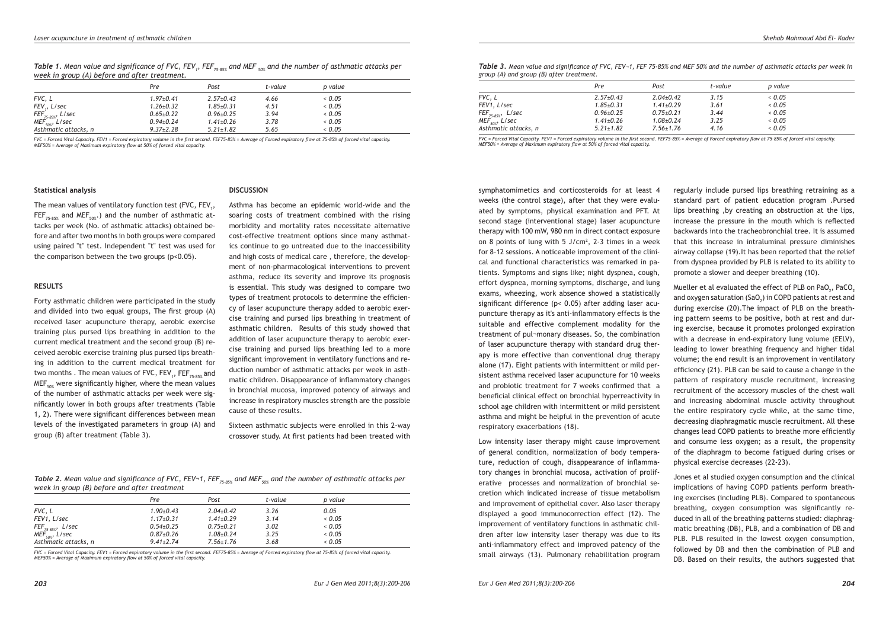**Table 1.** *Mean value and significance of FVC, $FEV_1$, $FEF_{75\text{-}85\%}$ and $MEF_{50\%}$ and the number of asthmatic attacks per week in group (A) before and after treatment.*

| | Pre | Post | t-value | p value |
|---|---|---|---|---|
| FVC, L | 1.97±0.41 | 2.57±0.43 | 4.66 | < 0.05 |
| $FEV_1$, L/sec | 1.26±0.32 | 1.85±0.31 | 4.51 | < 0.05 |
| $FEF_{75\text{-}85\%}$, L/sec | 0.65±0.22 | 0.96±0.25 | 3.94 | < 0.05 |
| $MEF_{50\%}$, L/sec | 0.94±0.24 | 1.41±0.26 | 3.78 | < 0.05 |
| Asthmatic attacks, n | 9.37±2.28 | 5.21±1.82 | 5.65 | < 0.05 |

*FVC = Forced Vital Capacity. FEV1 = Forced expiratory volume in the first second. FEF75-85% = Average of Forced expiratory flow at 75-85% of forced vital capacity. MEF50% = Average of Maximum expiratory flow at 50% of forced vital capacity.*

### Statistical analysis

The mean values of ventilatory function test (FVC, $FEV_1$, $FEF_{75\text{-}85\%}$ and $MEF_{50\%}$,) and the number of asthmatic attacks per week (No. of asthmatic attacks) obtained before and after two months in both groups were compared using paired "t" test. Independent "t" test was used for the comparison between the two groups ($p<0.05$).

### RESULTS

Forty asthmatic children were participated in the study and divided into two equal groups, The first group (A) received laser acupuncture therapy, aerobic exercise training plus pursed lips breathing in addition to the current medical treatment and the second group (B) received aerobic exercise training plus pursed lips breathing in addition to the current medical treatment for two months . The mean values of FVC, $FEV_1$, $FEF_{75\text{-}85\%}$ and $MEF_{50\%}$ were significantly higher, where the mean values of the number of asthmatic attacks per week were significantly lower in both groups after treatments (Table 1, 2). There were significant differences between mean levels of the investigated parameters in group (A) and group (B) after treatment (Table 3).

### DISCUSSION

Asthma has become an epidemic world-wide and the soaring costs of treatment combined with the rising morbidity and mortality rates necessitate alternative cost-effective treatment options since many asthmatics continue to go untreated due to the inaccessibility and high costs of medical care , therefore, the development of non-pharmacological interventions to prevent asthma, reduce its severity and improve its prognosis is essential. This study was designed to compare two types of treatment protocols to determine the efficiency of laser acupuncture therapy added to aerobic exercise training and pursed lips breathing in treatment of asthmatic children. Results of this study showed that addition of laser acupuncture therapy to aerobic exercise training and pursed lips breathing led to a more significant improvement in ventilatory functions and reduction number of asthmatic attacks per week in asthmatic children. Disappearance of inflammatory changes in bronchial mucosa, improved potency of airways and increase in respiratory muscles strength are the possible cause of these results.

Sixteen asthmatic subjects were enrolled in this 2-way crossover study. At first patients had been treated with

**Table 2.** *Mean value and significance of FVC, FEV¬1, $FEF_{75\text{-}85\%}$ and $MEF_{50\%}$ and the number of asthmatic attacks per week in group (B) before and after treatment*

| | Pre | Post | t-value | p value |
|---|---|---|---|---|
| FVC, L | 1.90±0.43 | 2.04±0.42 | 3.26 | 0.05 |
| FEV1, L/sec | 1.17±0.31 | 1.41±0.29 | 3.14 | < 0.05 |
| $FEF_{75\text{-}85\%}$, L/sec | 0.54±0.25 | 0.75±0.21 | 3.02 | < 0.05 |
| $MEF_{50\%}$, L/sec | 0.87±0.26 | 1.08±0.24 | 3.25 | < 0.05 |
| Asthmatic attacks, n | 9.41±2.74 | 7.56±1.76 | 3.68 | < 0.05 |

*FVC = Forced Vital Capacity. FEV1 = Forced expiratory volume in the first second. FEF75-85% = Average of Forced expiratory flow at 75-85% of forced vital capacity. MEF50% = Average of Maximum expiratory flow at 50% of forced vital capacity.*

**Table 3.** *Mean value and significance of FVC, FEV¬1, FEF 75-85% and MEF 50% and the number of asthmatic attacks per week in group (A) and group (B) after treatment.*

| | Pre | Post | t-value | p value |
|---|---|---|---|---|
| FVC, L | 2.57±0.43 | 2.04±0.42 | 3.15 | < 0.05 |
| FEV1, L/sec | 1.85±0.31 | 1.41±0.29 | 3.61 | < 0.05 |
| $FEF_{75\text{-}85\%}$, L/sec | 0.96±0.25 | 0.75±0.21 | 3.44 | < 0.05 |
| $MEF_{50\%}$, L/sec | 1.41±0.26 | 1.08±0.24 | 3.25 | < 0.05 |
| Asthmatic attacks, n | 5.21±1.82 | 7.56±1.76 | 4.16 | < 0.05 |

*FVC = Forced Vital Capacity. FEV1 = Forced expiratory volume in the first second. FEF75-85% = Average of Forced expiratory flow at 75-85% of forced vital capacity. MEF50% = Average of Maximum expiratory flow at 50% of forced vital capacity.*

symphatomimetics and corticosteroids for at least 4 weeks (the control stage), after that they were evaluated by symptoms, physical examination and PFT. At second stage (interventional stage) laser acupuncture therapy with 100 mW, 980 nm in direct contact exposure on 8 points of lung with 5 J/cm², 2-3 times in a week for 8-12 sessions. A noticeable improvement of the clinical and functional characteristics was remarked in patients. Symptoms and signs like; night dyspnea, cough, effort dyspnea, morning symptoms, discharge, and lung exams, wheezing, work absence showed a statistically significant difference ($p< 0.05$) after adding laser acupuncture therapy as it's anti-inflammatory effects is the suitable and effective complement modality for the treatment of pul¬monary diseases. So, the combination of laser acupuncture therapy with standard drug therapy is more effective than conventional drug therapy alone (17). Eight patients with intermittent or mild persistent asthma received laser acupuncture for 10 weeks and probiotic treatment for 7 weeks confirmed that a beneficial clinical effect on bronchial hyperreactivity in school age children with intermittent or mild persistent asthma and might be helpful in the prevention of acute respiratory exacerbations (18).

Low intensity laser therapy might cause improvement of general condition, normalization of body temperature, reduction of cough, disappearance of inflammatory changes in bronchial mucosa, activation of proliferative processes and normalization of bronchial secretion which indicated increase of tissue metabolism and improvement of epithelial cover. Also laser therapy displayed a good immunocorrection effect (12). The improvement of ventilatory functions in asthmatic children after low intensity laser therapy was due to its anti-inflammatory effect and improved patency of the small airways (13). Pulmonary rehabilitation program regularly include pursed lips breathing retraining as a standard part of patient education program .Pursed lips breathing ,by creating an obstruction at the lips, increase the pressure in the mouth which is reflected backwards into the tracheobronchial tree. It is assumed that this increase in intraluminal pressure diminishes airway collapse (19).It has been reported that the relief from dyspnea provided by PLB is related to its ability to promote a slower and deeper breathing (10).

Mueller et al evaluated the effect of PLB on $PaO_2$, $PaCO_2$ and oxygen saturation ($SaO_2$) in COPD patients at rest and during exercise (20).The impact of PLB on the breathing pattern seems to be positive, both at rest and during exercise, because it promotes prolonged expiration with a decrease in end-expiratory lung volume (EELV), leading to lower breathing frequency and higher tidal volume; the end result is an improvement in ventilatory efficiency (21). PLB can be said to cause a change in the pattern of respiratory muscle recruitment, increasing recruitment of the accessory muscles of the chest wall and increasing abdominal muscle activity throughout the entire respiratory cycle while, at the same time, decreasing diaphragmatic muscle recruitment. All these changes lead COPD patients to breathe more efficiently and consume less oxygen; as a result, the propensity of the diaphragm to become fatigued during crises or physical exercise decreases (22-23).

Jones et al studied oxygen consumption and the clinical implications of having COPD patients perform breathing exercises (including PLB). Compared to spontaneous breathing, oxygen consumption was significantly reduced in all of the breathing patterns studied: diaphragmatic breathing (DB), PLB, and a combination of DB and PLB. PLB resulted in the lowest oxygen consumption, followed by DB and then the combination of PLB and DB. Based on their results, the authors suggested that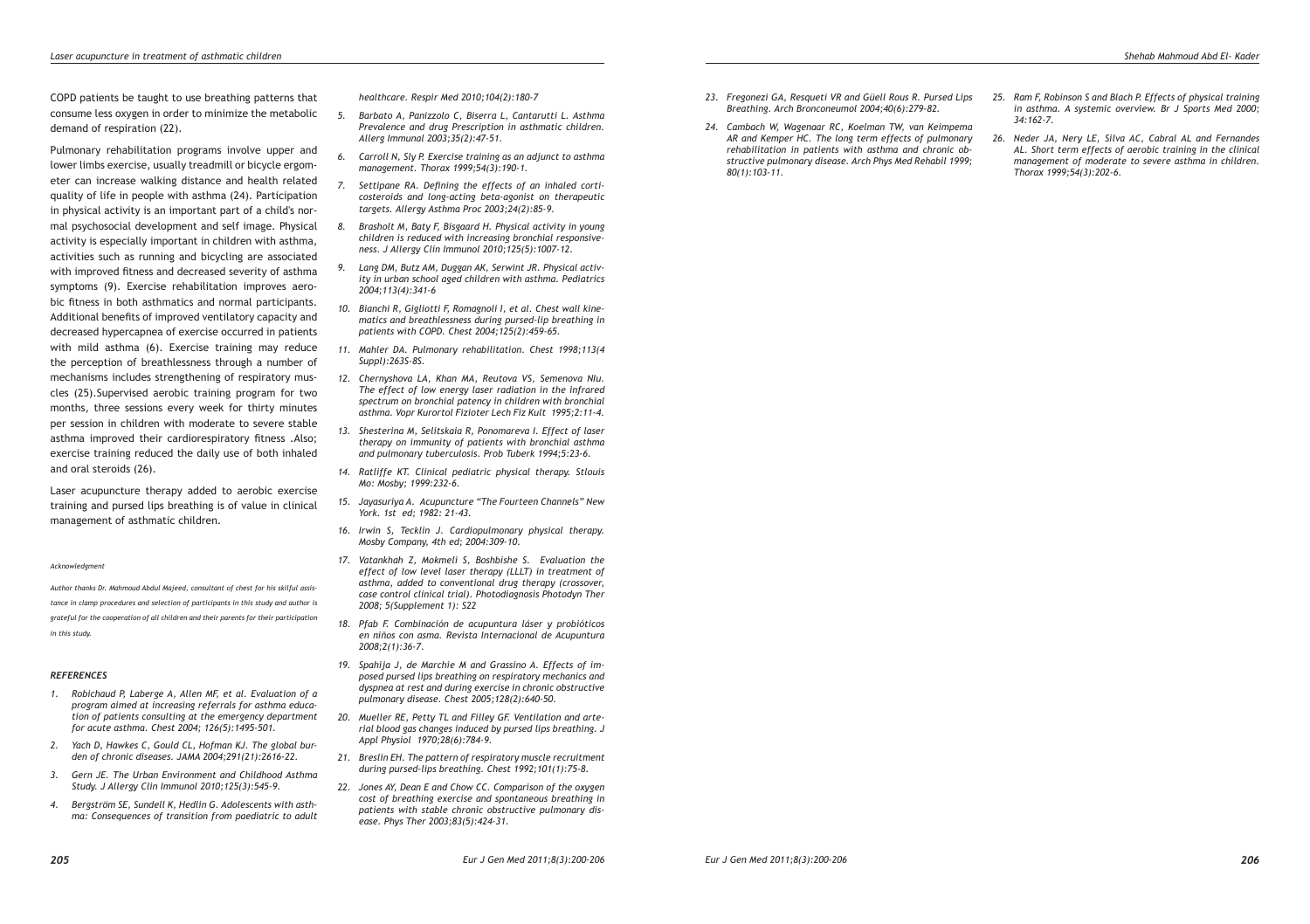COPD patients be taught to use breathing patterns that consume less oxygen in order to minimize the metabolic demand of respiration (22).

Pulmonary rehabilitation programs involve upper and lower limbs exercise, usually treadmill or bicycle ergometer can increase walking distance and health related quality of life in people with asthma (24). Participation in physical activity is an important part of a child's normal psychosocial development and self image. Physical activity is especially important in children with asthma, activities such as running and bicycling are associated with improved fitness and decreased severity of asthma symptoms (9). Exercise rehabilitation improves aerobic fitness in both asthmatics and normal participants. Additional benefits of improved ventilatory capacity and decreased hypercapnea of exercise occurred in patients with mild asthma (6). Exercise training may reduce the perception of breathlessness through a number of mechanisms includes strengthening of respiratory muscles (25).Supervised aerobic training program for two months, three sessions every week for thirty minutes per session in children with moderate to severe stable asthma improved their cardiorespiratory fitness .Also; exercise training reduced the daily use of both inhaled and oral steroids (26).

Laser acupuncture therapy added to aerobic exercise training and pursed lips breathing is of value in clinical management of asthmatic children.

*Acknowledgment*

*Author thanks Dr. Mahmoud Abdul Majeed, consultant of chest for his skilful assistance in clamp procedures and selection of participants in this study and author is grateful for the cooperation of all children and their parents for their participation in this study.*

## REFERENCES

1. *Robichaud P, Laberge A, Allen MF, et al. Evaluation of a program aimed at increasing referrals for asthma education of patients consulting at the emergency department for acute asthma. Chest 2004; 126(5):1495-501.*
2. *Yach D, Hawkes C, Gould CL, Hofman KJ. The global burden of chronic diseases. JAMA 2004;291(21):2616-22.*
3. *Gern JE. The Urban Environment and Childhood Asthma Study. J Allergy Clin Immunol 2010;125(3):545-9.*
4. *Bergström SE, Sundell K, Hedlin G. Adolescents with asthma: Consequences of transition from paediatric to adult healthcare. Respir Med 2010;104(2):180-7*
5. *Barbato A, Panizzolo C, Biserra L, Cantarutti L. Asthma Prevalence and drug Prescription in asthmatic children. Allerg Immunal 2003;35(2):47-51.*
6. *Carroll N, Sly P. Exercise training as an adjunct to asthma management. Thorax 1999;54(3):190-1.*
7. *Settipane RA. Defining the effects of an inhaled corticosteroids and long-acting beta-agonist on therapeutic targets. Allergy Asthma Proc 2003;24(2):85-9.*
8. *Brasholt M, Baty F, Bisgaard H. Physical activity in young children is reduced with increasing bronchial responsiveness. J Allergy Clin Immunol 2010;125(5):1007-12.*
9. *Lang DM, Butz AM, Duggan AK, Serwint JR. Physical activity in urban school aged children with asthma. Pediatrics 2004;113(4):341-6*
10. *Bianchi R, Gigliotti F, Romagnoli I, et al. Chest wall kinematics and breathlessness during pursed-lip breathing in patients with COPD. Chest 2004;125(2):459-65.*
11. *Mahler DA. Pulmonary rehabilitation. Chest 1998;113(4 Suppl):263S-8S.*
12. *Chernyshova LA, Khan MA, Reutova VS, Semenova NIu. The effect of low energy laser radiation in the infrared spectrum on bronchial patency in children with bronchial asthma. Vopr Kurortol Fizioter Lech Fiz Kult 1995;2:11-4.*
13. *Shesterina M, Selitskaia R, Ponomareva I. Effect of laser therapy on immunity of patients with bronchial asthma and pulmonary tuberculosis. Prob Tuberk 1994;5:23-6.*
14. *Ratliffe KT. Clinical pediatric physical therapy. Stlouis Mo: Mosby; 1999:232-6.*
15. *Jayasuriya A. Acupuncture "The Fourteen Channels" New York. 1st ed; 1982: 21-43.*
16. *Irwin S, Tecklin J. Cardiopulmonary physical therapy. Mosby Company, 4th ed; 2004:309-10.*
17. *Vatankhah Z, Mokmeli S, Boshbishe S. Evaluation the effect of low level laser therapy (LLLT) in treatment of asthma, added to conventional drug therapy (crossover, case control clinical trial). Photodiagnosis Photodyn Ther 2008; 5(Supplement 1): S22*
18. *Pfab F. Combinación de acupuntura láser y probióticos en niños con asma. Revista Internacional de Acupuntura 2008;2(1):36-7.*
19. *Spahija J, de Marchie M and Grassino A. Effects of imposed pursed lips breathing on respiratory mechanics and dyspnea at rest and during exercise in chronic obstructive pulmonary disease. Chest 2005;128(2):640-50.*
20. *Mueller RE, Petty TL and Filley GF. Ventilation and arterial blood gas changes induced by pursed lips breathing. J Appl Physiol 1970;28(6):784-9.*
21. *Breslin EH. The pattern of respiratory muscle recruitment during pursed-lips breathing. Chest 1992;101(1):75-8.*
22. *Jones AY, Dean E and Chow CC. Comparison of the oxygen cost of breathing exercise and spontaneous breathing in patients with stable chronic obstructive pulmonary disease. Phys Ther 2003;83(5):424-31.*
23. *Fregonezi GA, Resqueti VR and Güell Rous R. Pursed Lips Breathing. Arch Bronconeumol 2004;40(6):279-82.*
24. *Cambach W, Wagenaar RC, Koelman TW, van Keimpema AR and Kemper HC. The long term effects of pulmonary rehabilitation in patients with asthma and chronic obstructive pulmonary disease. Arch Phys Med Rehabil 1999; 80(1):103-11.*
25. *Ram F, Robinson S and Blach P. Effects of physical training in asthma. A systemic overview. Br J Sports Med 2000; 34:162-7.*
26. *Neder JA, Nery LE, Silva AC, Cabral AL and Fernandes AL. Short term effects of aerobic training in the clinical management of moderate to severe asthma in children. Thorax 1999;54(3):202-6.*